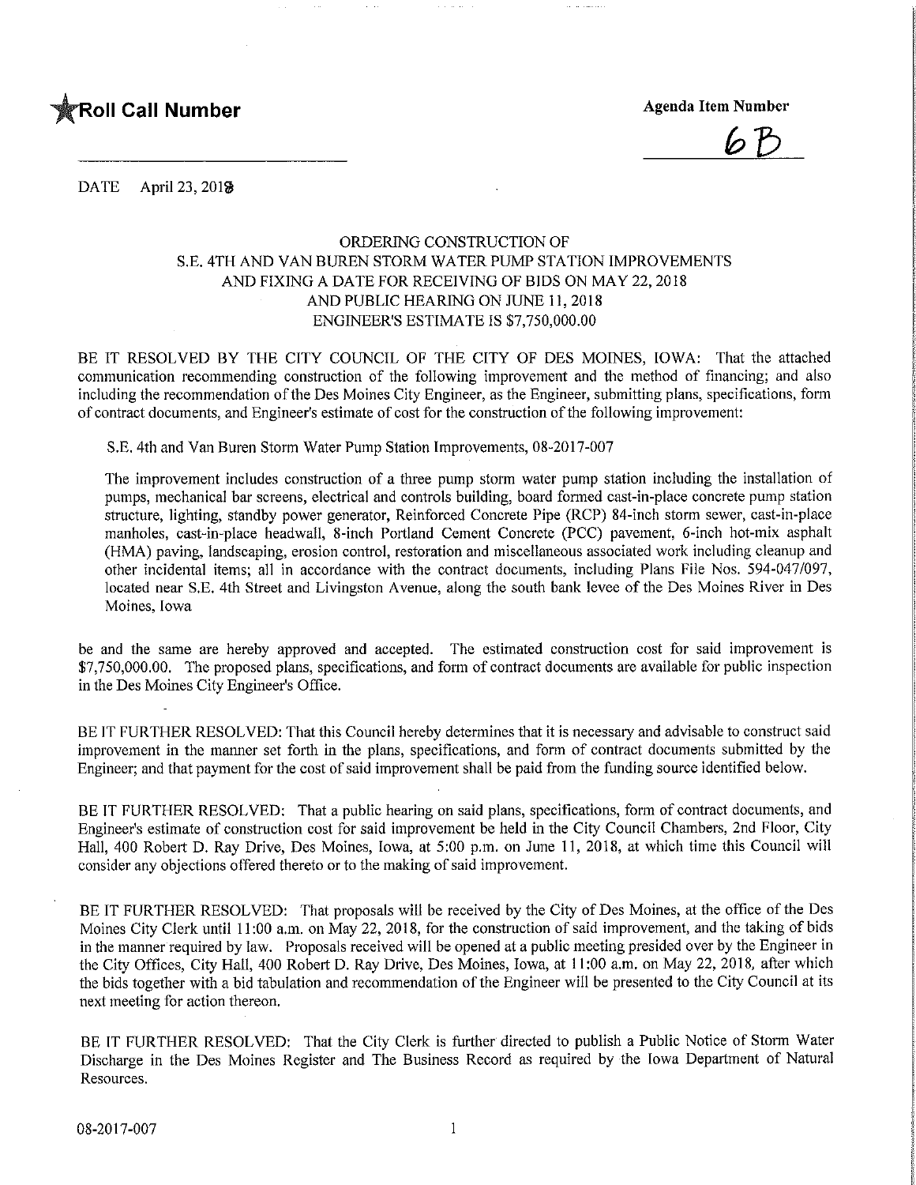**Roll Call Number** ______________________

**Agenda Item Number**
6B

DATE April 23, 2018

ORDERING CONSTRUCTION OF
S.E. 4TH AND VAN BUREN STORM WATER PUMP STATION IMPROVEMENTS
AND FIXING A DATE FOR RECEIVING OF BIDS ON MAY 22, 2018
AND PUBLIC HEARING ON JUNE 11, 2018
ENGINEER'S ESTIMATE IS $7,750,000.00

BE IT RESOLVED BY THE CITY COUNCIL OF THE CITY OF DES MOINES, IOWA: That the attached communication recommending construction of the following improvement and the method of financing; and also including the recommendation of the Des Moines City Engineer, as the Engineer, submitting plans, specifications, form of contract documents, and Engineer's estimate of cost for the construction of the following improvement:

S.E. 4th and Van Buren Storm Water Pump Station Improvements, 08-2017-007

The improvement includes construction of a three pump storm water pump station including the installation of pumps, mechanical bar screens, electrical and controls building, board formed cast-in-place concrete pump station structure, lighting, standby power generator, Reinforced Concrete Pipe (RCP) 84-inch storm sewer, cast-in-place manholes, cast-in-place headwall, 8-inch Portland Cement Concrete (PCC) pavement, 6-inch hot-mix asphalt (HMA) paving, landscaping, erosion control, restoration and miscellaneous associated work including cleanup and other incidental items; all in accordance with the contract documents, including Plans File Nos. 594-047/097, located near S.E. 4th Street and Livingston Avenue, along the south bank levee of the Des Moines River in Des Moines, Iowa

be and the same are hereby approved and accepted. The estimated construction cost for said improvement is $7,750,000.00. The proposed plans, specifications, and form of contract documents are available for public inspection in the Des Moines City Engineer's Office.

BE IT FURTHER RESOLVED: That this Council hereby determines that it is necessary and advisable to construct said improvement in the manner set forth in the plans, specifications, and form of contract documents submitted by the Engineer; and that payment for the cost of said improvement shall be paid from the funding source identified below.

BE IT FURTHER RESOLVED: That a public hearing on said plans, specifications, form of contract documents, and Engineer's estimate of construction cost for said improvement be held in the City Council Chambers, 2nd Floor, City Hall, 400 Robert D. Ray Drive, Des Moines, Iowa, at 5:00 p.m. on June 11, 2018, at which time this Council will consider any objections offered thereto or to the making of said improvement.

BE IT FURTHER RESOLVED: That proposals will be received by the City of Des Moines, at the office of the Des Moines City Clerk until 11:00 a.m. on May 22, 2018, for the construction of said improvement, and the taking of bids in the manner required by law. Proposals received will be opened at a public meeting presided over by the Engineer in the City Offices, City Hall, 400 Robert D. Ray Drive, Des Moines, Iowa, at 11:00 a.m. on May 22, 2018, after which the bids together with a bid tabulation and recommendation of the Engineer will be presented to the City Council at its next meeting for action thereon.

BE IT FURTHER RESOLVED: That the City Clerk is further directed to publish a Public Notice of Storm Water Discharge in the Des Moines Register and The Business Record as required by the Iowa Department of Natural Resources.

08-2017-007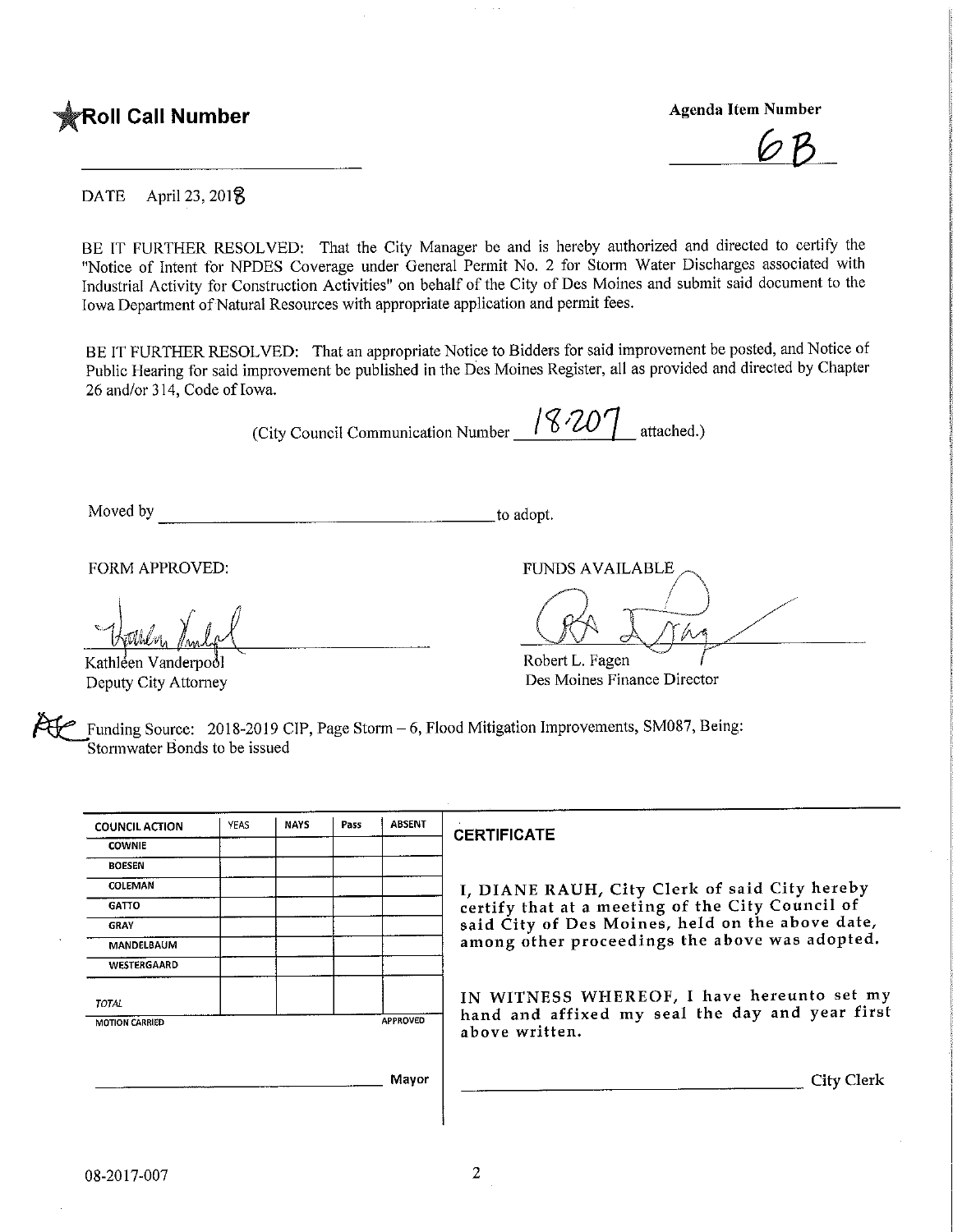★Roll Call Number

Agenda Item Number

6B

DATE April 23, 2018

BE IT FURTHER RESOLVED: That the City Manager be and is hereby authorized and directed to certify the "Notice of Intent for NPDES Coverage under General Permit No. 2 for Storm Water Discharges associated with Industrial Activity for Construction Activities" on behalf of the City of Des Moines and submit said document to the Iowa Department of Natural Resources with appropriate application and permit fees.

BE IT FURTHER RESOLVED: That an appropriate Notice to Bidders for said improvement be posted, and Notice of Public Hearing for said improvement be published in the Des Moines Register, all as provided and directed by Chapter 26 and/or 314, Code of Iowa.

(City Council Communication Number 18-207 attached.)

Moved by ______________________________ to adopt.

FORM APPROVED:

Kathleen Vanderpool
Deputy City Attorney

FUNDS AVAILABLE

Robert L. Fagen
Des Moines Finance Director

Funding Source: 2018-2019 CIP, Page Storm – 6, Flood Mitigation Improvements, SM087, Being: Stormwater Bonds to be issued

| COUNCIL ACTION | YEAS | NAYS | Pass | ABSENT |
|---|---|---|---|---|
| COWNIE | | | | |
| BOESEN | | | | |
| COLEMAN | | | | |
| GATTO | | | | |
| GRAY | | | | |
| MANDELBAUM | | | | |
| WESTERGAARD | | | | |
| TOTAL | | | | |
| MOTION CARRIED | | | | APPROVED |

______________________________ Mayor

**CERTIFICATE**

I, DIANE RAUH, City Clerk of said City hereby certify that at a meeting of the City Council of said City of Des Moines, held on the above date, among other proceedings the above was adopted.

IN WITNESS WHEREOF, I have hereunto set my hand and affixed my seal the day and year first above written.

______________________________ City Clerk

08-2017-007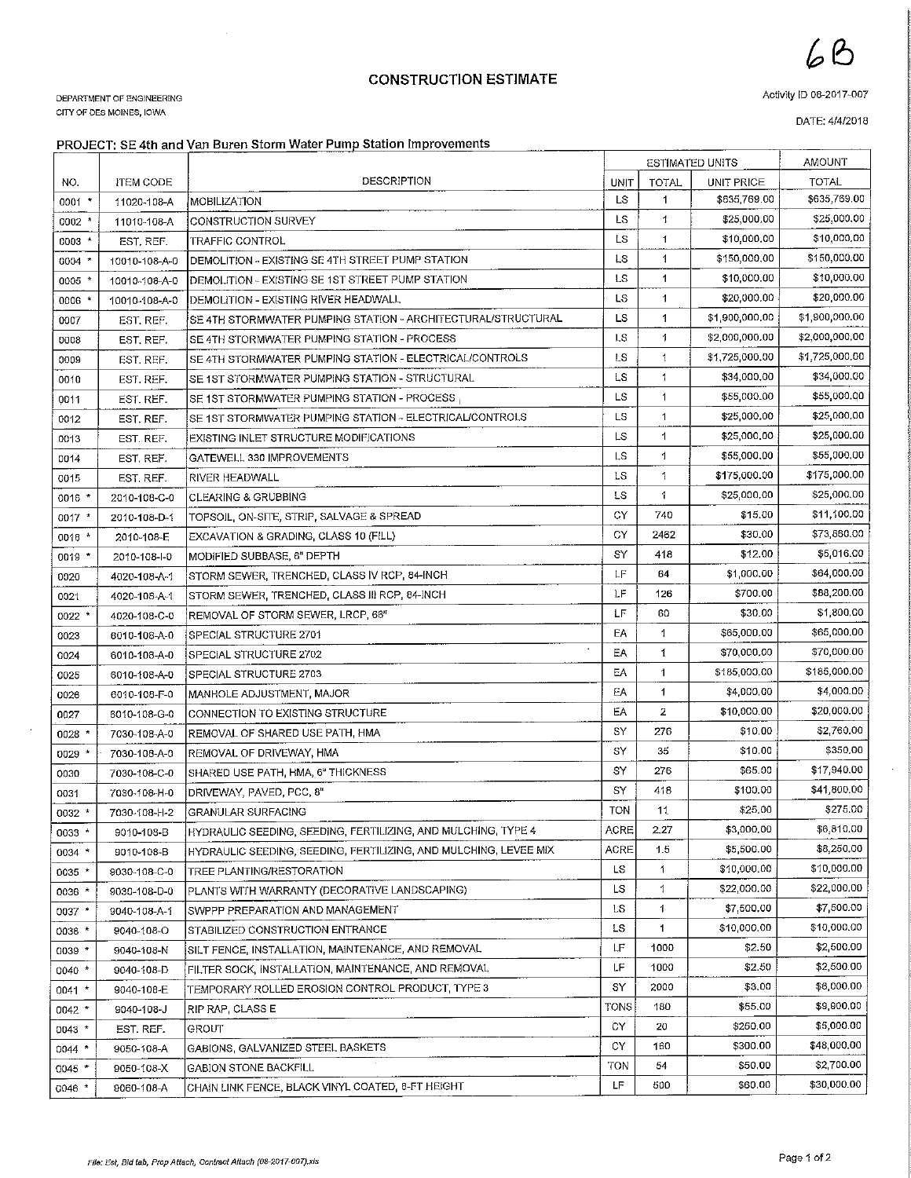6B

# CONSTRUCTION ESTIMATE

DEPARTMENT OF ENGINEERING
CITY OF DES MOINES, IOWA

Activity ID 08-2017-007

DATE: 4/4/2018

## PROJECT: SE 4th and Van Buren Storm Water Pump Station Improvements

| NO. | ITEM CODE | DESCRIPTION | ESTIMATED UNITS | | | AMOUNT |
|---|---|---|---|---|---|---|
| | | | UNIT | TOTAL | UNIT PRICE | TOTAL |
| 0001 * | 11020-108-A | MOBILIZATION | LS | 1 | $635,769.00 | $635,769.00 |
| 0002 * | 11010-108-A | CONSTRUCTION SURVEY | LS | 1 | $25,000.00 | $25,000.00 |
| 0003 * | EST. REF. | TRAFFIC CONTROL | LS | 1 | $10,000.00 | $10,000.00 |
| 0004 * | 10010-108-A-0 | DEMOLITION - EXISTING SE 4TH STREET PUMP STATION | LS | 1 | $150,000.00 | $150,000.00 |
| 0005 * | 10010-108-A-0 | DEMOLITION - EXISTING SE 1ST STREET PUMP STATION | LS | 1 | $10,000.00 | $10,000.00 |
| 0006 * | 10010-108-A-0 | DEMOLITION - EXISTING RIVER HEADWALL | LS | 1 | $20,000.00 | $20,000.00 |
| 0007 | EST. REF. | SE 4TH STORMWATER PUMPING STATION - ARCHITECTURAL/STRUCTURAL | LS | 1 | $1,900,000.00 | $1,900,000.00 |
| 0008 | EST. REF. | SE 4TH STORMWATER PUMPING STATION - PROCESS | LS | 1 | $2,000,000.00 | $2,000,000.00 |
| 0009 | EST. REF. | SE 4TH STORMWATER PUMPING STATION - ELECTRICAL/CONTROLS | LS | 1 | $1,725,000.00 | $1,725,000.00 |
| 0010 | EST. REF. | SE 1ST STORMWATER PUMPING STATION - STRUCTURAL | LS | 1 | $34,000.00 | $34,000.00 |
| 0011 | EST. REF. | SE 1ST STORMWATER PUMPING STATION - PROCESS | LS | 1 | $55,000.00 | $55,000.00 |
| 0012 | EST. REF. | SE 1ST STORMWATER PUMPING STATION - ELECTRICAL/CONTROLS | LS | 1 | $25,000.00 | $25,000.00 |
| 0013 | EST. REF. | EXISTING INLET STRUCTURE MODIFICATIONS | LS | 1 | $25,000.00 | $25,000.00 |
| 0014 | EST. REF. | GATEWELL 330 IMPROVEMENTS | LS | 1 | $55,000.00 | $55,000.00 |
| 0015 | EST. REF. | RIVER HEADWALL | LS | 1 | $175,000.00 | $175,000.00 |
| 0016 * | 2010-108-C-0 | CLEARING & GRUBBING | LS | 1 | $25,000.00 | $25,000.00 |
| 0017 * | 2010-108-D-1 | TOPSOIL, ON-SITE, STRIP, SALVAGE & SPREAD | CY | 740 | $15.00 | $11,100.00 |
| 0018 * | 2010-108-E | EXCAVATION & GRADING, CLASS 10 (FILL) | CY | 2462 | $30.00 | $73,860.00 |
| 0019 * | 2010-108-I-0 | MODIFIED SUBBASE, 6" DEPTH | SY | 418 | $12.00 | $5,016.00 |
| 0020 | 4020-108-A-1 | STORM SEWER, TRENCHED, CLASS IV RCP, 84-INCH | LF | 64 | $1,000.00 | $64,000.00 |
| 0021 | 4020-108-A-1 | STORM SEWER, TRENCHED, CLASS III RCP, 84-INCH | LF | 126 | $700.00 | $88,200.00 |
| 0022 * | 4020-108-C-0 | REMOVAL OF STORM SEWER, LRCP, 68" | LF | 60 | $30.00 | $1,800.00 |
| 0023 | 6010-108-A-0 | SPECIAL STRUCTURE 2701 | EA | 1 | $65,000.00 | $65,000.00 |
| 0024 | 6010-108-A-0 | SPECIAL STRUCTURE 2702 | EA | 1 | $70,000.00 | $70,000.00 |
| 0025 | 6010-108-A-0 | SPECIAL STRUCTURE 2703 | EA | 1 | $185,000.00 | $185,000.00 |
| 0026 | 6010-108-F-0 | MANHOLE ADJUSTMENT, MAJOR | EA | 1 | $4,000.00 | $4,000.00 |
| 0027 | 6010-108-G-0 | CONNECTION TO EXISTING STRUCTURE | EA | 2 | $10,000.00 | $20,000.00 |
| 0028 * | 7030-108-A-0 | REMOVAL OF SHARED USE PATH, HMA | SY | 276 | $10.00 | $2,760.00 |
| 0029 * | 7030-108-A-0 | REMOVAL OF DRIVEWAY, HMA | SY | 35 | $10.00 | $350.00 |
| 0030 | 7030-108-C-0 | SHARED USE PATH, HMA, 6" THICKNESS | SY | 276 | $65.00 | $17,940.00 |
| 0031 | 7030-108-H-0 | DRIVEWAY, PAVED, PCC, 8" | SY | 418 | $100.00 | $41,800.00 |
| 0032 * | 7030-108-H-2 | GRANULAR SURFACING | TON | 11 | $25.00 | $275.00 |
| 0033 * | 9010-108-B | HYDRAULIC SEEDING, SEEDING, FERTILIZING, AND MULCHING, TYPE 4 | ACRE | 2.27 | $3,000.00 | $6,810.00 |
| 0034 * | 9010-108-B | HYDRAULIC SEEDING, SEEDING, FERTILIZING, AND MULCHING, LEVEE MIX | ACRE | 1.5 | $5,500.00 | $8,250.00 |
| 0035 * | 9030-108-C-0 | TREE PLANTING/RESTORATION | LS | 1 | $10,000.00 | $10,000.00 |
| 0036 * | 9030-108-D-0 | PLANTS WITH WARRANTY (DECORATIVE LANDSCAPING) | LS | 1 | $22,000.00 | $22,000.00 |
| 0037 * | 9040-108-A-1 | SWPPP PREPARATION AND MANAGEMENT | LS | 1 | $7,500.00 | $7,500.00 |
| 0038 * | 9040-108-O | STABILIZED CONSTRUCTION ENTRANCE | LS | 1 | $10,000.00 | $10,000.00 |
| 0039 * | 9040-108-N | SILT FENCE, INSTALLATION, MAINTENANCE, AND REMOVAL | LF | 1000 | $2.50 | $2,500.00 |
| 0040 * | 9040-108-D | FILTER SOCK, INSTALLATION, MAINTENANCE, AND REMOVAL | LF | 1000 | $2.50 | $2,500.00 |
| 0041 * | 9040-108-E | TEMPORARY ROLLED EROSION CONTROL PRODUCT, TYPE 3 | SY | 2000 | $3.00 | $6,000.00 |
| 0042 * | 9040-108-J | RIP RAP, CLASS E | TONS | 180 | $55.00 | $9,900.00 |
| 0043 * | EST. REF. | GROUT | CY | 20 | $250.00 | $5,000.00 |
| 0044 * | 9050-108-A | GABIONS, GALVANIZED STEEL BASKETS | CY | 160 | $300.00 | $48,000.00 |
| 0045 * | 9050-108-X | GABION STONE BACKFILL | TON | 54 | $50.00 | $2,700.00 |
| 0046 * | 9060-108-A | CHAIN LINK FENCE, BLACK VINYL COATED, 6-FT HEIGHT | LF | 500 | $60.00 | $30,000.00 |

*File: Est, Bid tab, Prop Attach, Contract Attach (08-2017-007).xls*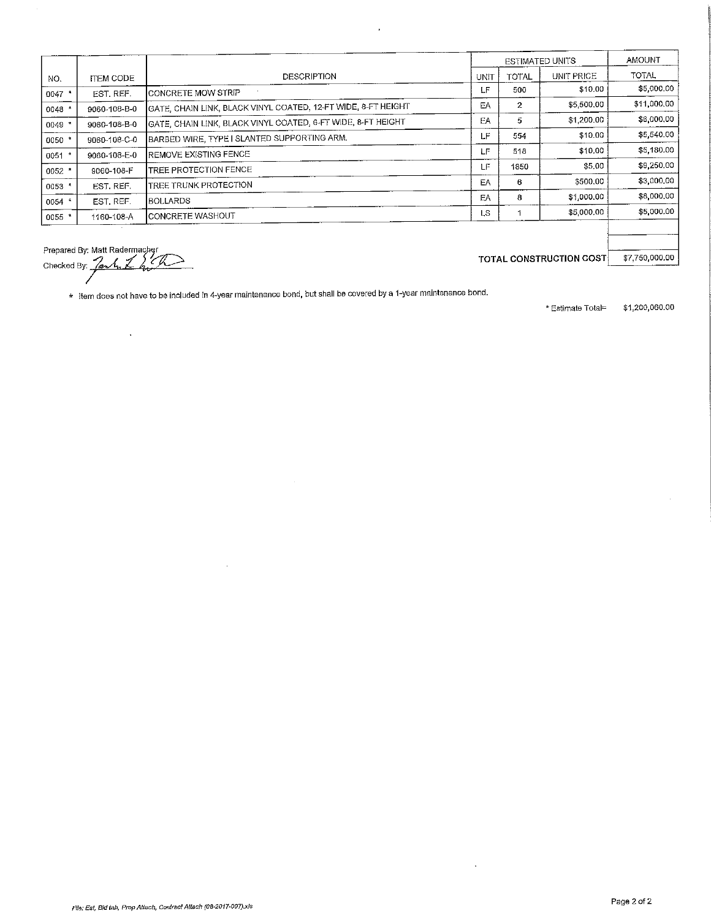| NO. | ITEM CODE | DESCRIPTION | ESTIMATED UNITS | | | AMOUNT |
|---|---|---|---|---|---|---|
| | | | UNIT | TOTAL | UNIT PRICE | TOTAL |
| 0047 * | EST. REF. | CONCRETE MOW STRIP | LF | 500 | $10.00 | $5,000.00 |
| 0048 * | 9060-108-B-0 | GATE, CHAIN LINK, BLACK VINYL COATED, 12-FT WIDE, 8-FT HEIGHT | EA | 2 | $5,500.00 | $11,000.00 |
| 0049 * | 9060-108-B-0 | GATE, CHAIN LINK, BLACK VINYL COATED, 6-FT WIDE, 8-FT HEIGHT | EA | 5 | $1,200.00 | $6,000.00 |
| 0050 * | 9060-108-C-0 | BARBED WIRE, TYPE I SLANTED SUPPORTING ARM. | LF | 554 | $10.00 | $5,540.00 |
| 0051 * | 9060-108-E-0 | REMOVE EXISTING FENCE | LF | 518 | $10.00 | $5,180.00 |
| 0052 * | 9060-108-F | TREE PROTECTION FENCE | LF | 1850 | $5.00 | $9,250.00 |
| 0053 * | EST. REF. | TREE TRUNK PROTECTION | EA | 6 | $500.00 | $3,000.00 |
| 0054 * | EST. REF. | BOLLARDS | EA | 8 | $1,000.00 | $8,000.00 |
| 0055 * | 1160-108-A | CONCRETE WASHOUT | LS | 1 | $5,000.00 | $5,000.00 |
| | | | | | | |
| | | | | | **TOTAL CONSTRUCTION COST** | $7,750,000.00 |

Prepared By: Matt Radermacher

Checked By: [signature]

* Item does not have to be included in 4-year maintenance bond, but shall be covered by a 1-year maintenance bond.

* Estimate Total= $1,200,060.00

File: Est, Bid tab, Prop Attach, Contract Attach (08-2017-007).xls